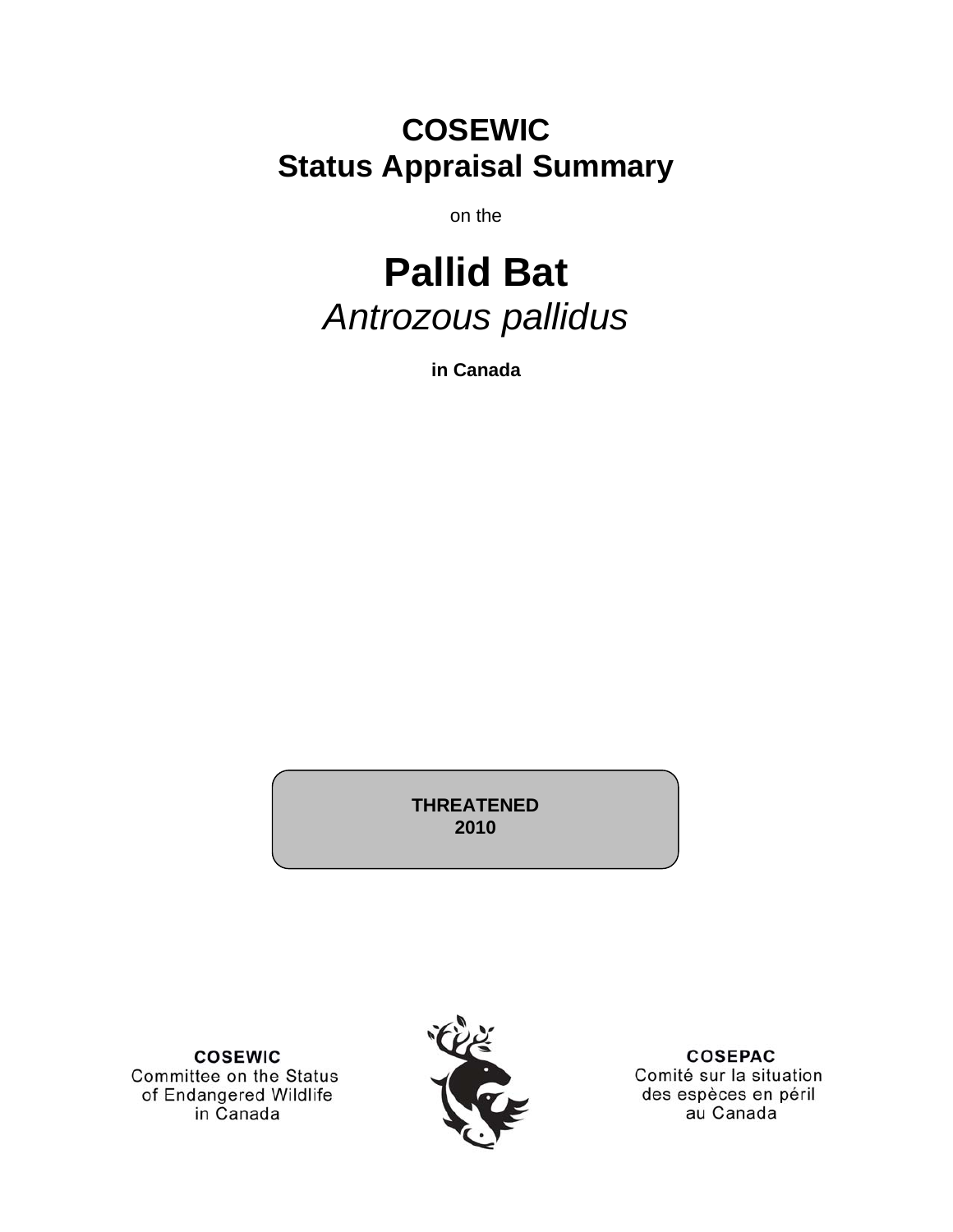# COSEWIC
# Status Appraisal Summary

on the

# Pallid Bat
*Antrozous pallidus*

**in Canada**

**THREATENED**
**2010**

**COSEWIC**
Committee on the Status of Endangered Wildlife in Canada

**COSEPAC**
Comité sur la situation des espèces en péril au Canada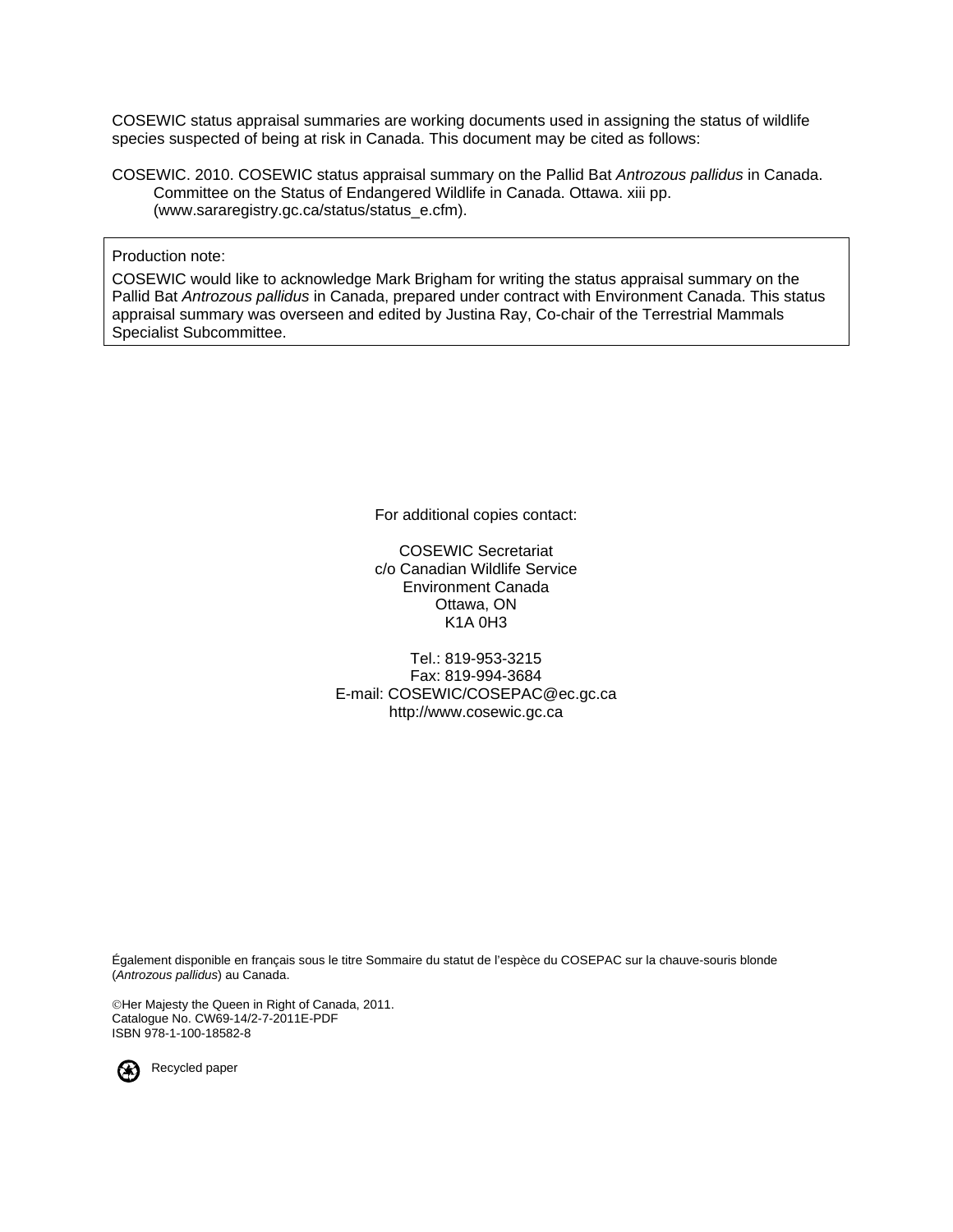COSEWIC status appraisal summaries are working documents used in assigning the status of wildlife species suspected of being at risk in Canada. This document may be cited as follows:

COSEWIC. 2010. COSEWIC status appraisal summary on the Pallid Bat *Antrozous pallidus* in Canada. Committee on the Status of Endangered Wildlife in Canada. Ottawa. xiii pp. (www.sararegistry.gc.ca/status/status_e.cfm).

Production note:

COSEWIC would like to acknowledge Mark Brigham for writing the status appraisal summary on the Pallid Bat *Antrozous pallidus* in Canada, prepared under contract with Environment Canada. This status appraisal summary was overseen and edited by Justina Ray, Co-chair of the Terrestrial Mammals Specialist Subcommittee.

For additional copies contact:

COSEWIC Secretariat
c/o Canadian Wildlife Service
Environment Canada
Ottawa, ON
K1A 0H3

Tel.: 819-953-3215
Fax: 819-994-3684
E-mail: COSEWIC/COSEPAC@ec.gc.ca
http://www.cosewic.gc.ca

Également disponible en français sous le titre Sommaire du statut de l'espèce du COSEPAC sur la chauve-souris blonde (*Antrozous pallidus*) au Canada.

©Her Majesty the Queen in Right of Canada, 2011.
Catalogue No. CW69-14/2-7-2011E-PDF
ISBN 978-1-100-18582-8

Recycled paper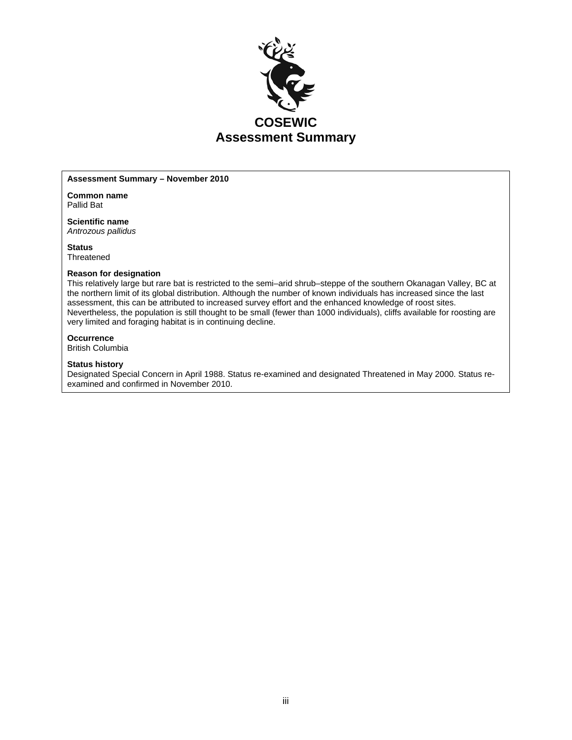# COSEWIC Assessment Summary

**Assessment Summary – November 2010**

**Common name**
Pallid Bat

**Scientific name**
*Antrozous pallidus*

**Status**
Threatened

**Reason for designation**
This relatively large but rare bat is restricted to the semi–arid shrub–steppe of the southern Okanagan Valley, BC at the northern limit of its global distribution. Although the number of known individuals has increased since the last assessment, this can be attributed to increased survey effort and the enhanced knowledge of roost sites. Nevertheless, the population is still thought to be small (fewer than 1000 individuals), cliffs available for roosting are very limited and foraging habitat is in continuing decline.

**Occurrence**
British Columbia

**Status history**
Designated Special Concern in April 1988. Status re-examined and designated Threatened in May 2000. Status re-examined and confirmed in November 2010.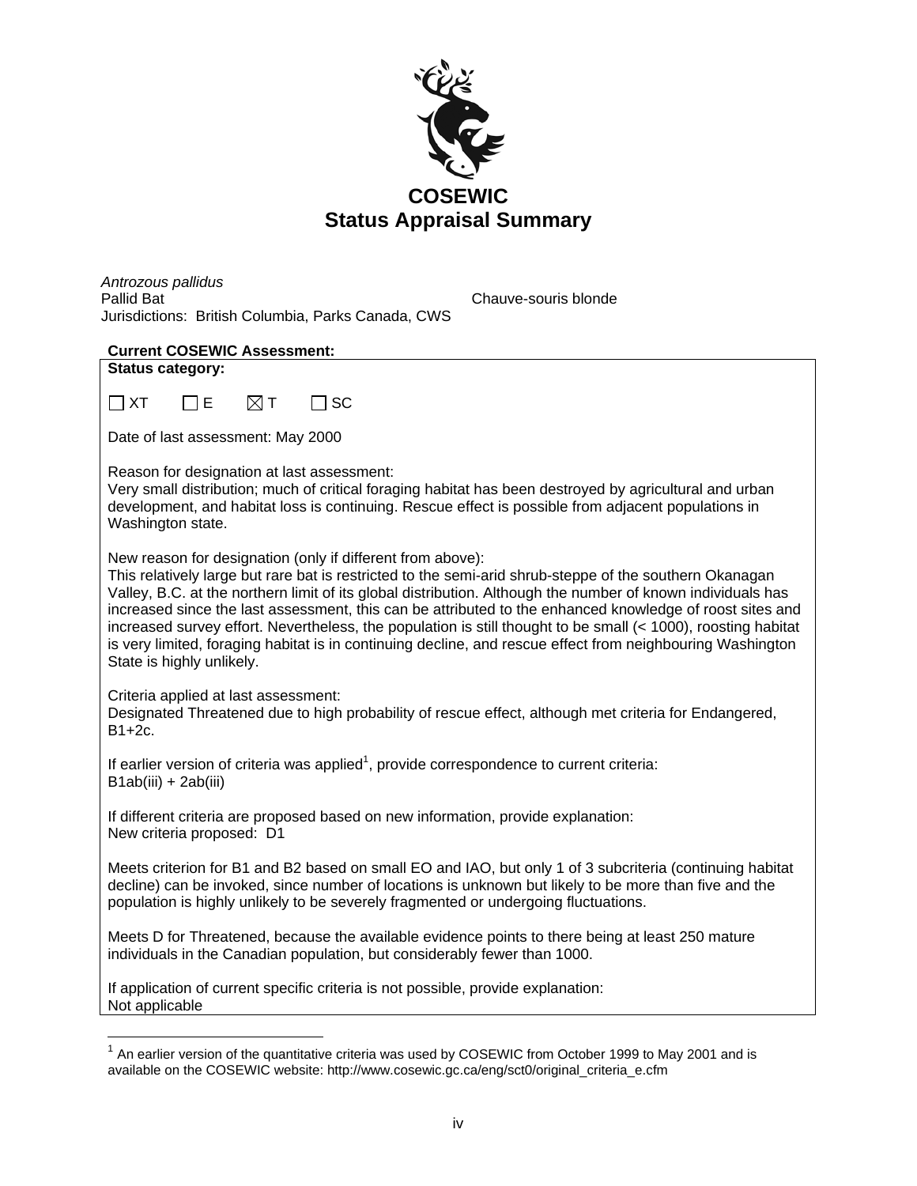# COSEWIC
# Status Appraisal Summary

*Antrozous pallidus*
Pallid Bat — Chauve-souris blonde
Jurisdictions: British Columbia, Parks Canada, CWS

**Current COSEWIC Assessment:**

**Status category:**

☐ XT ☐ E ☒ T ☐ SC

Date of last assessment: May 2000

Reason for designation at last assessment:
Very small distribution; much of critical foraging habitat has been destroyed by agricultural and urban development, and habitat loss is continuing. Rescue effect is possible from adjacent populations in Washington state.

New reason for designation (only if different from above):
This relatively large but rare bat is restricted to the semi-arid shrub-steppe of the southern Okanagan Valley, B.C. at the northern limit of its global distribution. Although the number of known individuals has increased since the last assessment, this can be attributed to the enhanced knowledge of roost sites and increased survey effort. Nevertheless, the population is still thought to be small (< 1000), roosting habitat is very limited, foraging habitat is in continuing decline, and rescue effect from neighbouring Washington State is highly unlikely.

Criteria applied at last assessment:
Designated Threatened due to high probability of rescue effect, although met criteria for Endangered, B1+2c.

If earlier version of criteria was applied[1], provide correspondence to current criteria:
B1ab(iii) + 2ab(iii)

If different criteria are proposed based on new information, provide explanation:
New criteria proposed: D1

Meets criterion for B1 and B2 based on small EO and IAO, but only 1 of 3 subcriteria (continuing habitat decline) can be invoked, since number of locations is unknown but likely to be more than five and the population is highly unlikely to be severely fragmented or undergoing fluctuations.

Meets D for Threatened, because the available evidence points to there being at least 250 mature individuals in the Canadian population, but considerably fewer than 1000.

If application of current specific criteria is not possible, provide explanation:
Not applicable

---

[1] An earlier version of the quantitative criteria was used by COSEWIC from October 1999 to May 2001 and is available on the COSEWIC website: http://www.cosewic.gc.ca/eng/sct0/original_criteria_e.cfm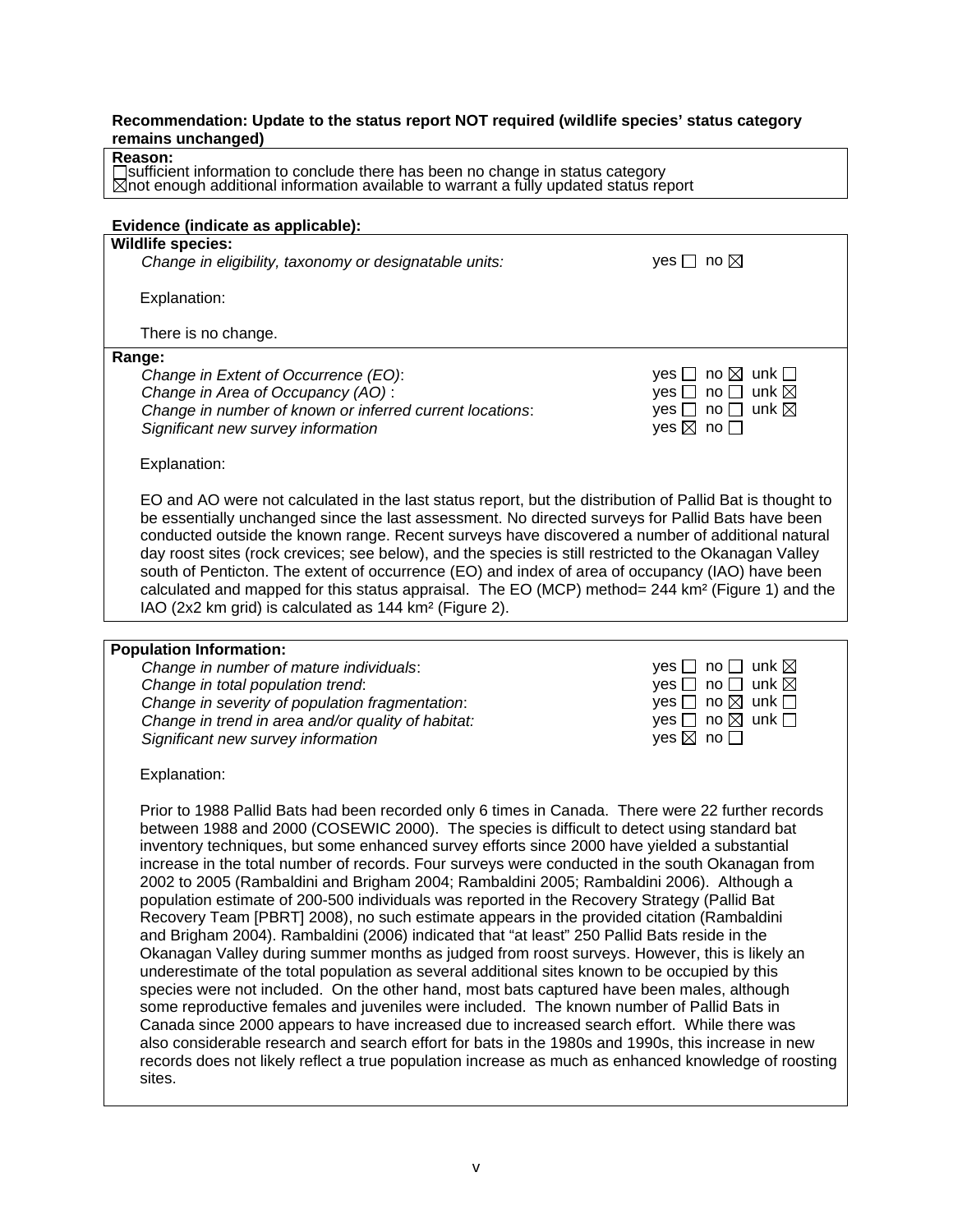**Recommendation: Update to the status report NOT required (wildlife species' status category remains unchanged)**

**Reason:**
☐ sufficient information to conclude there has been no change in status category
☒ not enough additional information available to warrant a fully updated status report

**Evidence (indicate as applicable):**

**Wildlife species:**

| | |
|---|---|
| *Change in eligibility, taxonomy or designatable units:* | yes ☐ no ☒ |

Explanation:

There is no change.

**Range:**

| | |
|---|---|
| *Change in Extent of Occurrence (EO)*: | yes ☐ no ☒ unk ☐ |
| *Change in Area of Occupancy (AO)* : | yes ☐ no ☐ unk ☒ |
| *Change in number of known or inferred current locations*: | yes ☐ no ☐ unk ☒ |
| *Significant new survey information* | yes ☒ no ☐ |

Explanation:

EO and AO were not calculated in the last status report, but the distribution of Pallid Bat is thought to be essentially unchanged since the last assessment. No directed surveys for Pallid Bats have been conducted outside the known range. Recent surveys have discovered a number of additional natural day roost sites (rock crevices; see below), and the species is still restricted to the Okanagan Valley south of Penticton. The extent of occurrence (EO) and index of area of occupancy (IAO) have been calculated and mapped for this status appraisal. The EO (MCP) method= 244 km² (Figure 1) and the IAO (2x2 km grid) is calculated as 144 km² (Figure 2).

**Population Information:**

| | |
|---|---|
| *Change in number of mature individuals*: | yes ☐ no ☐ unk ☒ |
| *Change in total population trend*: | yes ☐ no ☐ unk ☒ |
| *Change in severity of population fragmentation*: | yes ☐ no ☒ unk ☐ |
| *Change in trend in area and/or quality of habitat:* | yes ☐ no ☒ unk ☐ |
| *Significant new survey information* | yes ☒ no ☐ |

Explanation:

Prior to 1988 Pallid Bats had been recorded only 6 times in Canada. There were 22 further records between 1988 and 2000 (COSEWIC 2000). The species is difficult to detect using standard bat inventory techniques, but some enhanced survey efforts since 2000 have yielded a substantial increase in the total number of records. Four surveys were conducted in the south Okanagan from 2002 to 2005 (Rambaldini and Brigham 2004; Rambaldini 2005; Rambaldini 2006). Although a population estimate of 200-500 individuals was reported in the Recovery Strategy (Pallid Bat Recovery Team [PBRT] 2008), no such estimate appears in the provided citation (Rambaldini and Brigham 2004). Rambaldini (2006) indicated that "at least" 250 Pallid Bats reside in the Okanagan Valley during summer months as judged from roost surveys. However, this is likely an underestimate of the total population as several additional sites known to be occupied by this species were not included. On the other hand, most bats captured have been males, although some reproductive females and juveniles were included. The known number of Pallid Bats in Canada since 2000 appears to have increased due to increased search effort. While there was also considerable research and search effort for bats in the 1980s and 1990s, this increase in new records does not likely reflect a true population increase as much as enhanced knowledge of roosting sites.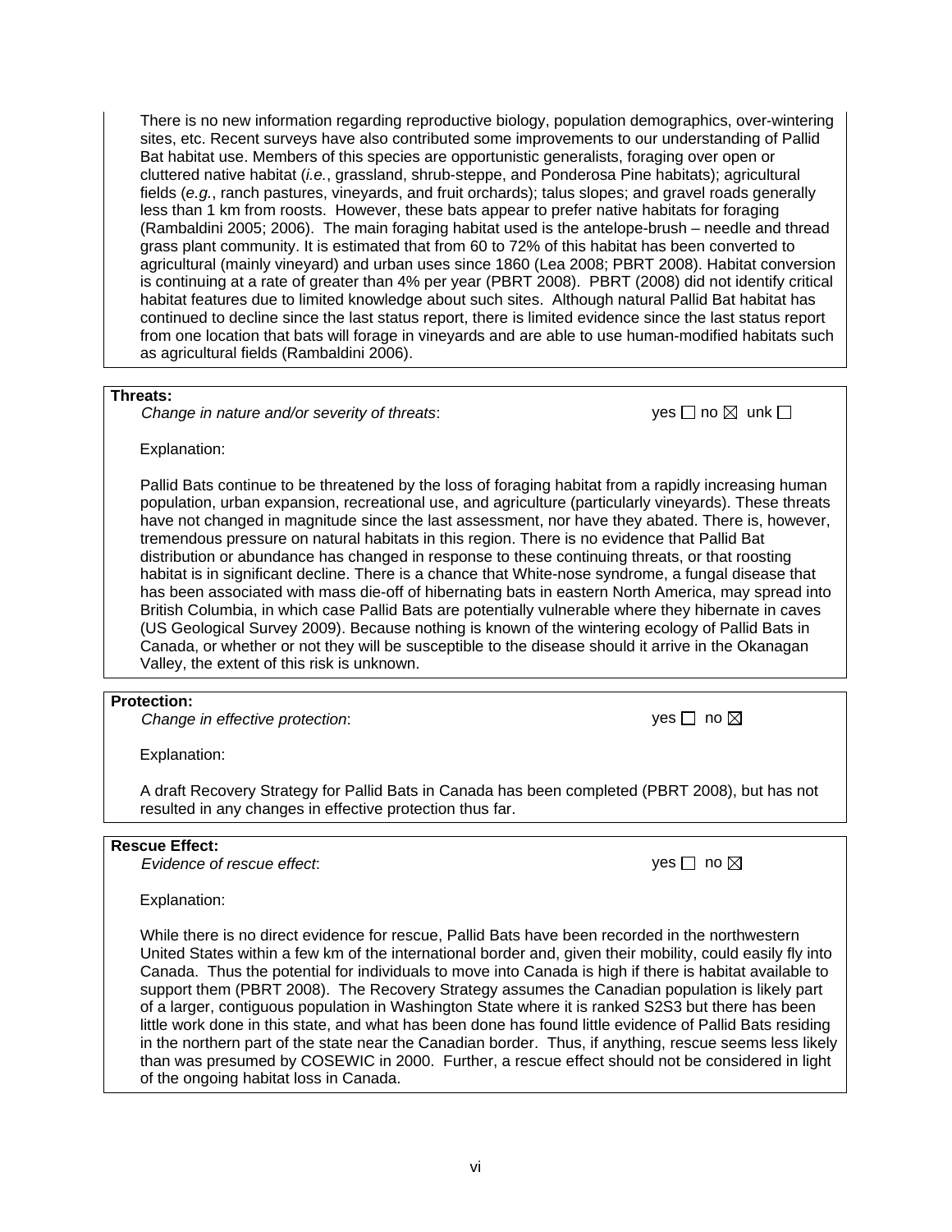There is no new information regarding reproductive biology, population demographics, over-wintering sites, etc. Recent surveys have also contributed some improvements to our understanding of Pallid Bat habitat use. Members of this species are opportunistic generalists, foraging over open or cluttered native habitat (*i.e.*, grassland, shrub-steppe, and Ponderosa Pine habitats); agricultural fields (*e.g.*, ranch pastures, vineyards, and fruit orchards); talus slopes; and gravel roads generally less than 1 km from roosts. However, these bats appear to prefer native habitats for foraging (Rambaldini 2005; 2006). The main foraging habitat used is the antelope-brush – needle and thread grass plant community. It is estimated that from 60 to 72% of this habitat has been converted to agricultural (mainly vineyard) and urban uses since 1860 (Lea 2008; PBRT 2008). Habitat conversion is continuing at a rate of greater than 4% per year (PBRT 2008). PBRT (2008) did not identify critical habitat features due to limited knowledge about such sites. Although natural Pallid Bat habitat has continued to decline since the last status report, there is limited evidence since the last status report from one location that bats will forage in vineyards and are able to use human-modified habitats such as agricultural fields (Rambaldini 2006).

**Threats:**

*Change in nature and/or severity of threats*: yes ☐ no ☒ unk ☐

Explanation:

Pallid Bats continue to be threatened by the loss of foraging habitat from a rapidly increasing human population, urban expansion, recreational use, and agriculture (particularly vineyards). These threats have not changed in magnitude since the last assessment, nor have they abated. There is, however, tremendous pressure on natural habitats in this region. There is no evidence that Pallid Bat distribution or abundance has changed in response to these continuing threats, or that roosting habitat is in significant decline. There is a chance that White-nose syndrome, a fungal disease that has been associated with mass die-off of hibernating bats in eastern North America, may spread into British Columbia, in which case Pallid Bats are potentially vulnerable where they hibernate in caves (US Geological Survey 2009). Because nothing is known of the wintering ecology of Pallid Bats in Canada, or whether or not they will be susceptible to the disease should it arrive in the Okanagan Valley, the extent of this risk is unknown.

**Protection:**

*Change in effective protection*: yes ☐ no ☒

Explanation:

A draft Recovery Strategy for Pallid Bats in Canada has been completed (PBRT 2008), but has not resulted in any changes in effective protection thus far.

**Rescue Effect:**

*Evidence of rescue effect*: yes ☐ no ☒

Explanation:

While there is no direct evidence for rescue, Pallid Bats have been recorded in the northwestern United States within a few km of the international border and, given their mobility, could easily fly into Canada. Thus the potential for individuals to move into Canada is high if there is habitat available to support them (PBRT 2008). The Recovery Strategy assumes the Canadian population is likely part of a larger, contiguous population in Washington State where it is ranked S2S3 but there has been little work done in this state, and what has been done has found little evidence of Pallid Bats residing in the northern part of the state near the Canadian border. Thus, if anything, rescue seems less likely than was presumed by COSEWIC in 2000. Further, a rescue effect should not be considered in light of the ongoing habitat loss in Canada.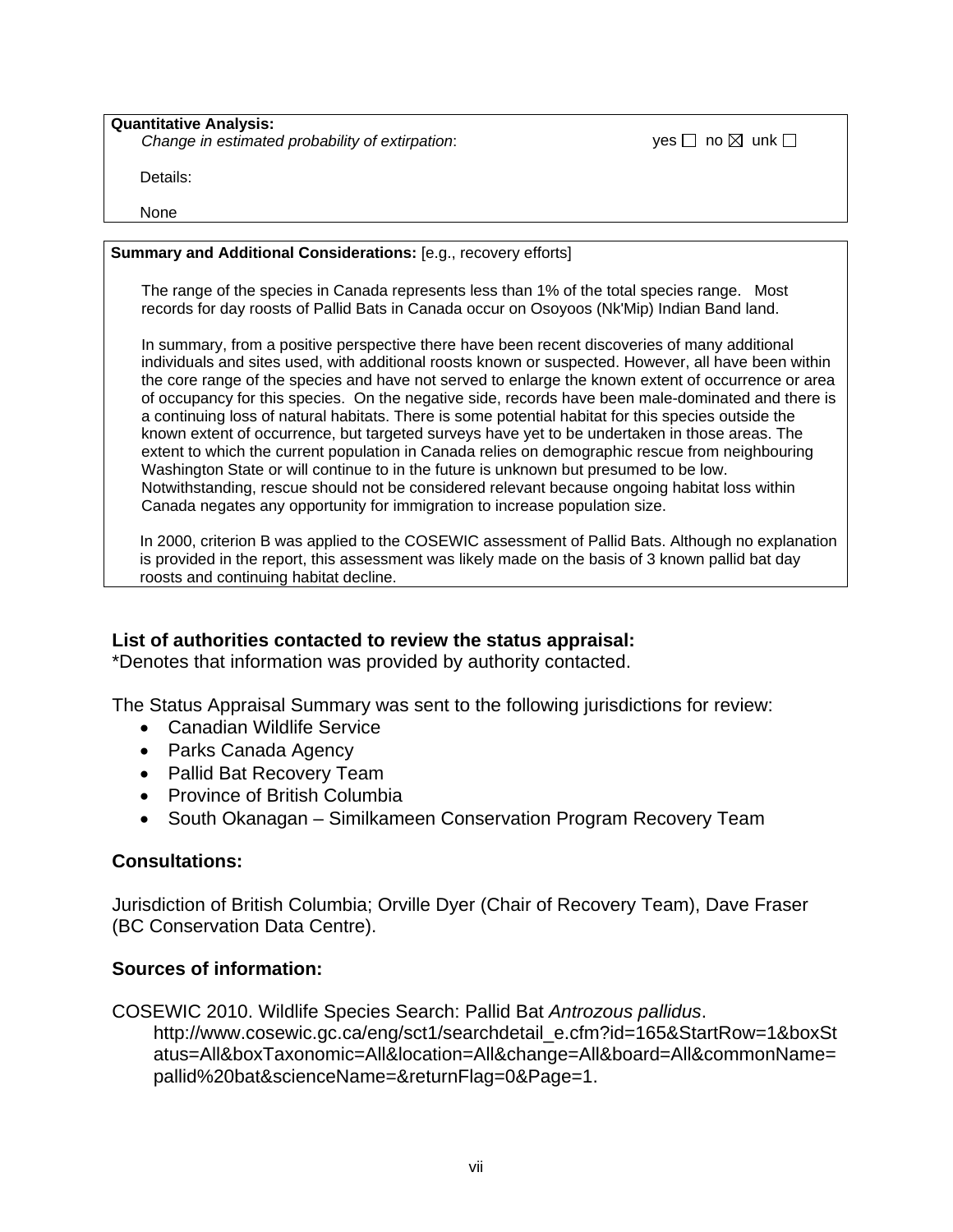**Quantitative Analysis:**

*Change in estimated probability of extirpation*: yes ☐ no ☒ unk ☐

Details:

None

**Summary and Additional Considerations:** [e.g., recovery efforts]

The range of the species in Canada represents less than 1% of the total species range. Most records for day roosts of Pallid Bats in Canada occur on Osoyoos (Nk'Mip) Indian Band land.

In summary, from a positive perspective there have been recent discoveries of many additional individuals and sites used, with additional roosts known or suspected. However, all have been within the core range of the species and have not served to enlarge the known extent of occurrence or area of occupancy for this species. On the negative side, records have been male-dominated and there is a continuing loss of natural habitats. There is some potential habitat for this species outside the known extent of occurrence, but targeted surveys have yet to be undertaken in those areas. The extent to which the current population in Canada relies on demographic rescue from neighbouring Washington State or will continue to in the future is unknown but presumed to be low. Notwithstanding, rescue should not be considered relevant because ongoing habitat loss within Canada negates any opportunity for immigration to increase population size.

In 2000, criterion B was applied to the COSEWIC assessment of Pallid Bats. Although no explanation is provided in the report, this assessment was likely made on the basis of 3 known pallid bat day roosts and continuing habitat decline.

## List of authorities contacted to review the status appraisal:

*Denotes that information was provided by authority contacted.

The Status Appraisal Summary was sent to the following jurisdictions for review:

- Canadian Wildlife Service
- Parks Canada Agency
- Pallid Bat Recovery Team
- Province of British Columbia
- South Okanagan – Similkameen Conservation Program Recovery Team

## Consultations:

Jurisdiction of British Columbia; Orville Dyer (Chair of Recovery Team), Dave Fraser (BC Conservation Data Centre).

## Sources of information:

COSEWIC 2010. Wildlife Species Search: Pallid Bat *Antrozous pallidus*. http://www.cosewic.gc.ca/eng/sct1/searchdetail_e.cfm?id=165&StartRow=1&boxStatus=All&boxTaxonomic=All&location=All&change=All&board=All&commonName=pallid%20bat&scienceName=&returnFlag=0&Page=1.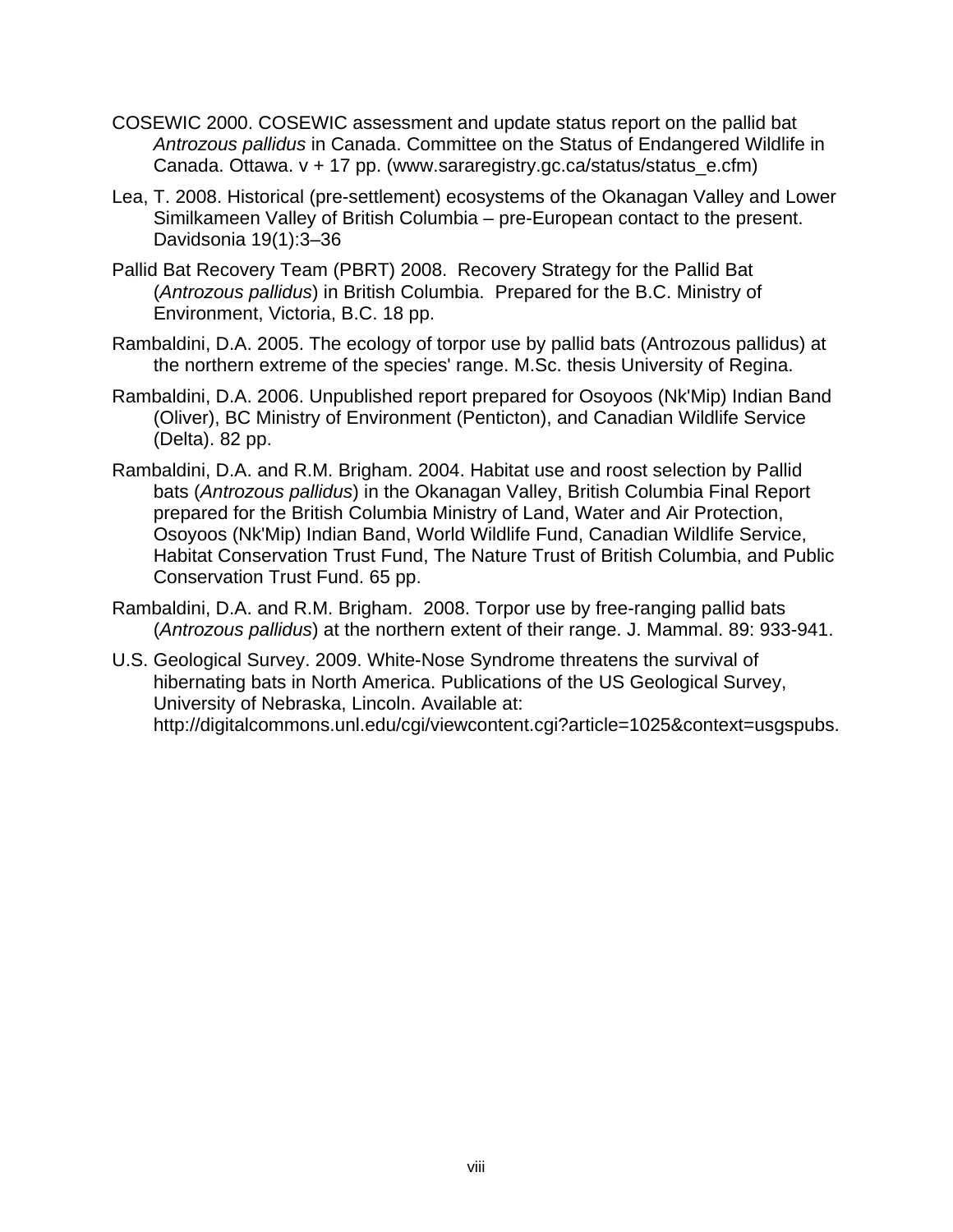COSEWIC 2000. COSEWIC assessment and update status report on the pallid bat *Antrozous pallidus* in Canada. Committee on the Status of Endangered Wildlife in Canada. Ottawa. v + 17 pp. (www.sararegistry.gc.ca/status/status_e.cfm)

Lea, T. 2008. Historical (pre-settlement) ecosystems of the Okanagan Valley and Lower Similkameen Valley of British Columbia – pre-European contact to the present. Davidsonia 19(1):3–36

Pallid Bat Recovery Team (PBRT) 2008. Recovery Strategy for the Pallid Bat (*Antrozous pallidus*) in British Columbia. Prepared for the B.C. Ministry of Environment, Victoria, B.C. 18 pp.

Rambaldini, D.A. 2005. The ecology of torpor use by pallid bats (Antrozous pallidus) at the northern extreme of the species' range. M.Sc. thesis University of Regina.

Rambaldini, D.A. 2006. Unpublished report prepared for Osoyoos (Nk'Mip) Indian Band (Oliver), BC Ministry of Environment (Penticton), and Canadian Wildlife Service (Delta). 82 pp.

Rambaldini, D.A. and R.M. Brigham. 2004. Habitat use and roost selection by Pallid bats (*Antrozous pallidus*) in the Okanagan Valley, British Columbia Final Report prepared for the British Columbia Ministry of Land, Water and Air Protection, Osoyoos (Nk'Mip) Indian Band, World Wildlife Fund, Canadian Wildlife Service, Habitat Conservation Trust Fund, The Nature Trust of British Columbia, and Public Conservation Trust Fund. 65 pp.

Rambaldini, D.A. and R.M. Brigham. 2008. Torpor use by free-ranging pallid bats (*Antrozous pallidus*) at the northern extent of their range. J. Mammal. 89: 933-941.

U.S. Geological Survey. 2009. White-Nose Syndrome threatens the survival of hibernating bats in North America. Publications of the US Geological Survey, University of Nebraska, Lincoln. Available at: http://digitalcommons.unl.edu/cgi/viewcontent.cgi?article=1025&context=usgspubs.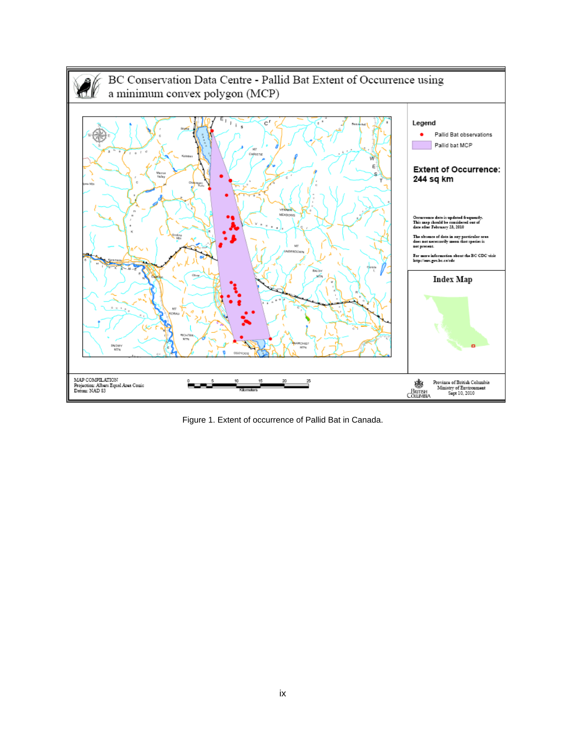# BC Conservation Data Centre - Pallid Bat Extent of Occurrence using a minimum convex polygon (MCP)

**Legend**

- Pallid Bat observations
- Pallid bat MCP

**Extent of Occurrence: 244 sq km**

Occurrence data is updated frequently. This map should be considered out of date after February 28, 2010

The absence of data in any particular area does not necessarily mean that species is not present.

For more information about the BC CDC visit http://env.gov.bc.ca/cdc

**Index Map**

MAP COMPILATION
Projection: Albers Equal Area Conic
Datum: NAD 83

Kilometers: 0 5 10 15 20 25

Province of British Columbia
Ministry of Environment
Sept 10, 2010

Figure 1. Extent of occurrence of Pallid Bat in Canada.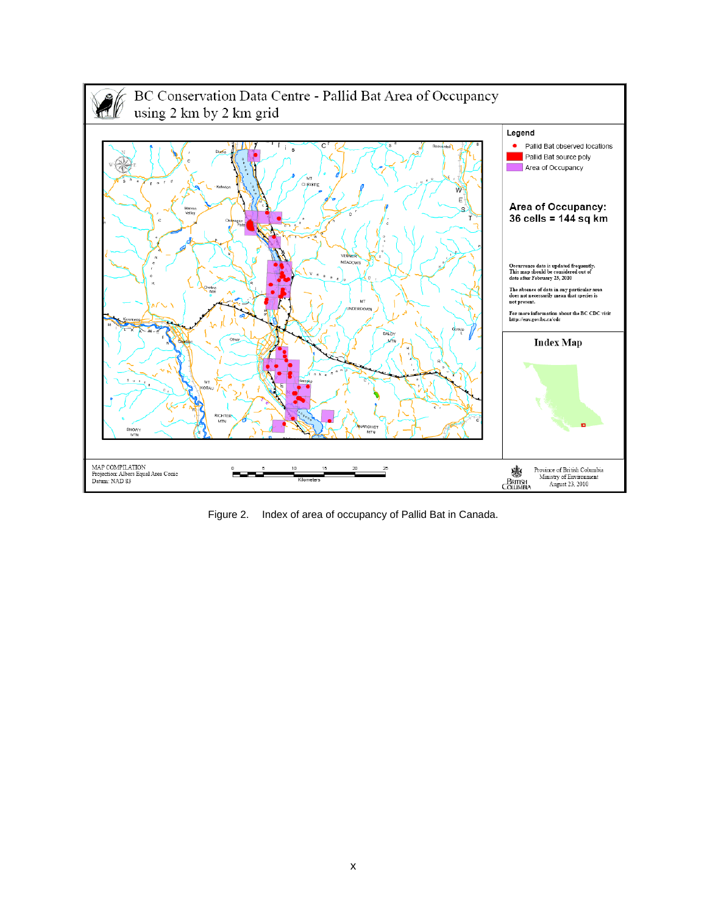# BC Conservation Data Centre - Pallid Bat Area of Occupancy using 2 km by 2 km grid

**Legend**

- Pallid Bat observed locations
- Pallid Bat source poly
- Area of Occupancy

**Area of Occupancy: 36 cells = 144 sq km**

Occurrence data is updated frequently. This map should be considered out of date after February 25, 2010

The absence of data in any particular area does not necessarily mean that species is not present.

For more information about the BC CDC visit http://env.gov.bc.ca/cdc

**Index Map**

MAP COMPILATION
Projection: Albers Equal Area Conic
Datum: NAD 83

Province of British Columbia
Ministry of Environment
August 23, 2010

Figure 2. Index of area of occupancy of Pallid Bat in Canada.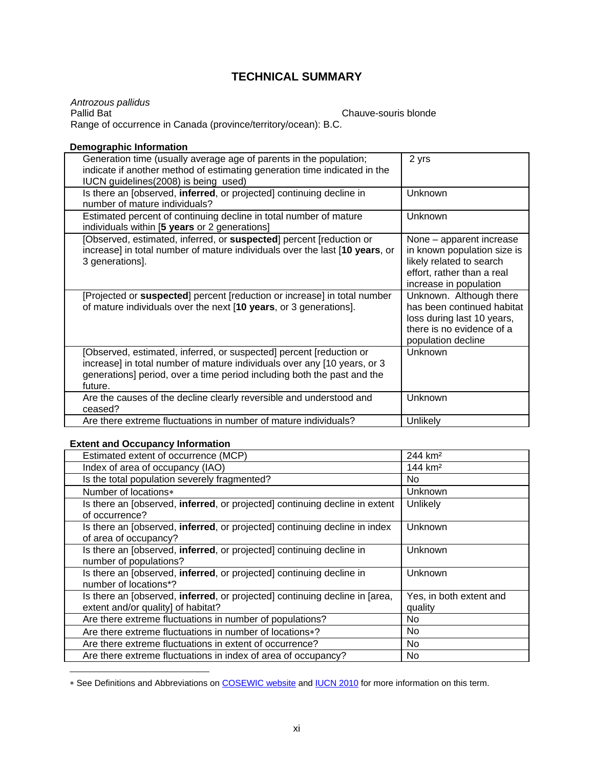## TECHNICAL SUMMARY

*Antrozous pallidus*
Pallid Bat — Chauve-souris blonde
Range of occurrence in Canada (province/territory/ocean): B.C.

**Demographic Information**

| | |
|---|---|
| Generation time (usually average age of parents in the population; indicate if another method of estimating generation time indicated in the IUCN guidelines(2008) is being used) | 2 yrs |
| Is there an [observed, **inferred**, or projected] continuing decline in number of mature individuals? | Unknown |
| Estimated percent of continuing decline in total number of mature individuals within [**5 years** or 2 generations] | Unknown |
| [Observed, estimated, inferred, or **suspected**] percent [reduction or increase] in total number of mature individuals over the last [**10 years**, or 3 generations]. | None – apparent increase in known population size is likely related to search effort, rather than a real increase in population |
| [Projected or **suspected**] percent [reduction or increase] in total number of mature individuals over the next [**10 years**, or 3 generations]. | Unknown. Although there has been continued habitat loss during last 10 years, there is no evidence of a population decline |
| [Observed, estimated, inferred, or suspected] percent [reduction or increase] in total number of mature individuals over any [10 years, or 3 generations] period, over a time period including both the past and the future. | Unknown |
| Are the causes of the decline clearly reversible and understood and ceased? | Unknown |
| Are there extreme fluctuations in number of mature individuals? | Unlikely |

**Extent and Occupancy Information**

| | |
|---|---|
| Estimated extent of occurrence (MCP) | 244 km² |
| Index of area of occupancy (IAO) | 144 km² |
| Is the total population severely fragmented? | No |
| Number of locations∗ | Unknown |
| Is there an [observed, **inferred**, or projected] continuing decline in extent of occurrence? | Unlikely |
| Is there an [observed, **inferred**, or projected] continuing decline in index of area of occupancy? | Unknown |
| Is there an [observed, **inferred**, or projected] continuing decline in number of populations? | Unknown |
| Is there an [observed, **inferred**, or projected] continuing decline in number of locations*? | Unknown |
| Is there an [observed, **inferred**, or projected] continuing decline in [area, extent and/or quality] of habitat? | Yes, in both extent and quality |
| Are there extreme fluctuations in number of populations? | No |
| Are there extreme fluctuations in number of locations∗? | No |
| Are there extreme fluctuations in extent of occurrence? | No |
| Are there extreme fluctuations in index of area of occupancy? | No |

∗ See Definitions and Abbreviations on COSEWIC website and IUCN 2010 for more information on this term.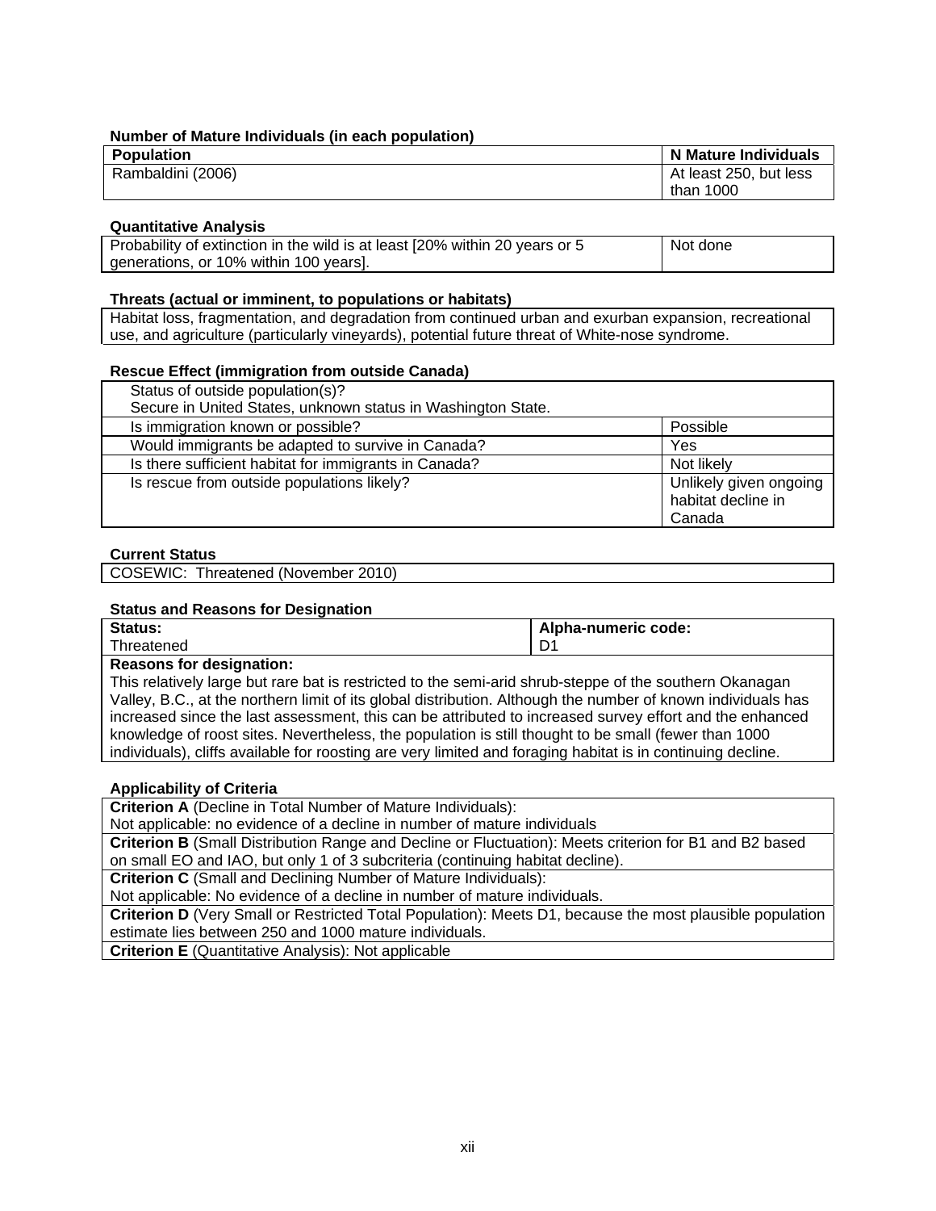**Number of Mature Individuals (in each population)**

| Population | N Mature Individuals |
|---|---|
| Rambaldini (2006) | At least 250, but less than 1000 |

**Quantitative Analysis**

| | |
|---|---|
| Probability of extinction in the wild is at least [20% within 20 years or 5 generations, or 10% within 100 years]. | Not done |

**Threats (actual or imminent, to populations or habitats)**

Habitat loss, fragmentation, and degradation from continued urban and exurban expansion, recreational use, and agriculture (particularly vineyards), potential future threat of White-nose syndrome.

**Rescue Effect (immigration from outside Canada)**

| Status of outside population(s)?<br>Secure in United States, unknown status in Washington State. | |
|---|---|
| Is immigration known or possible? | Possible |
| Would immigrants be adapted to survive in Canada? | Yes |
| Is there sufficient habitat for immigrants in Canada? | Not likely |
| Is rescue from outside populations likely? | Unlikely given ongoing habitat decline in Canada |

**Current Status**

COSEWIC: Threatened (November 2010)

**Status and Reasons for Designation**

| Status: | Alpha-numeric code: |
|---|---|
| Threatened | D1 |

**Reasons for designation:**
This relatively large but rare bat is restricted to the semi-arid shrub-steppe of the southern Okanagan Valley, B.C., at the northern limit of its global distribution. Although the number of known individuals has increased since the last assessment, this can be attributed to increased survey effort and the enhanced knowledge of roost sites. Nevertheless, the population is still thought to be small (fewer than 1000 individuals), cliffs available for roosting are very limited and foraging habitat is in continuing decline.

**Applicability of Criteria**

**Criterion A** (Decline in Total Number of Mature Individuals):
Not applicable: no evidence of a decline in number of mature individuals

**Criterion B** (Small Distribution Range and Decline or Fluctuation): Meets criterion for B1 and B2 based on small EO and IAO, but only 1 of 3 subcriteria (continuing habitat decline).

**Criterion C** (Small and Declining Number of Mature Individuals):
Not applicable: No evidence of a decline in number of mature individuals.

**Criterion D** (Very Small or Restricted Total Population): Meets D1, because the most plausible population estimate lies between 250 and 1000 mature individuals.

**Criterion E** (Quantitative Analysis): Not applicable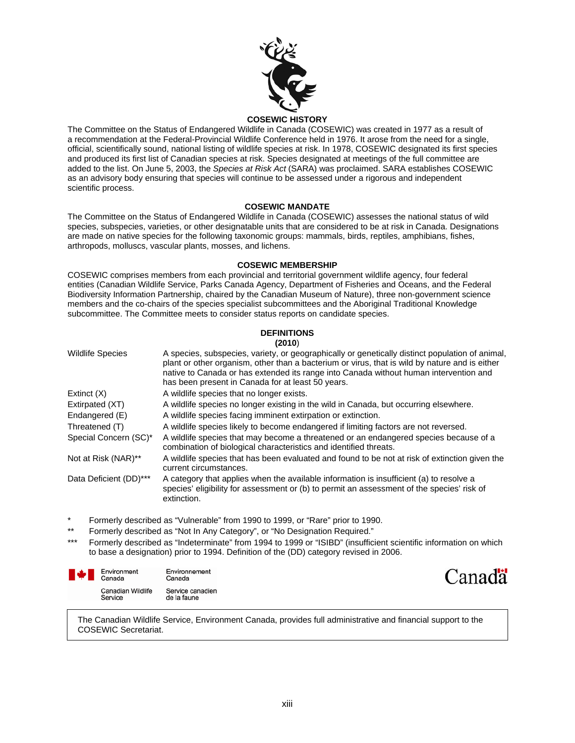## COSEWIC HISTORY

The Committee on the Status of Endangered Wildlife in Canada (COSEWIC) was created in 1977 as a result of a recommendation at the Federal-Provincial Wildlife Conference held in 1976. It arose from the need for a single, official, scientifically sound, national listing of wildlife species at risk. In 1978, COSEWIC designated its first species and produced its first list of Canadian species at risk. Species designated at meetings of the full committee are added to the list. On June 5, 2003, the *Species at Risk Act* (SARA) was proclaimed. SARA establishes COSEWIC as an advisory body ensuring that species will continue to be assessed under a rigorous and independent scientific process.

## COSEWIC MANDATE

The Committee on the Status of Endangered Wildlife in Canada (COSEWIC) assesses the national status of wild species, subspecies, varieties, or other designatable units that are considered to be at risk in Canada. Designations are made on native species for the following taxonomic groups: mammals, birds, reptiles, amphibians, fishes, arthropods, molluscs, vascular plants, mosses, and lichens.

## COSEWIC MEMBERSHIP

COSEWIC comprises members from each provincial and territorial government wildlife agency, four federal entities (Canadian Wildlife Service, Parks Canada Agency, Department of Fisheries and Oceans, and the Federal Biodiversity Information Partnership, chaired by the Canadian Museum of Nature), three non-government science members and the co-chairs of the species specialist subcommittees and the Aboriginal Traditional Knowledge subcommittee. The Committee meets to consider status reports on candidate species.

## DEFINITIONS (2010)

| | |
|---|---|
| Wildlife Species | A species, subspecies, variety, or geographically or genetically distinct population of animal, plant or other organism, other than a bacterium or virus, that is wild by nature and is either native to Canada or has extended its range into Canada without human intervention and has been present in Canada for at least 50 years. |
| Extinct (X) | A wildlife species that no longer exists. |
| Extirpated (XT) | A wildlife species no longer existing in the wild in Canada, but occurring elsewhere. |
| Endangered (E) | A wildlife species facing imminent extirpation or extinction. |
| Threatened (T) | A wildlife species likely to become endangered if limiting factors are not reversed. |
| Special Concern (SC)* | A wildlife species that may become a threatened or an endangered species because of a combination of biological characteristics and identified threats. |
| Not at Risk (NAR)** | A wildlife species that has been evaluated and found to be not at risk of extinction given the current circumstances. |
| Data Deficient (DD)*** | A category that applies when the available information is insufficient (a) to resolve a species' eligibility for assessment or (b) to permit an assessment of the species' risk of extinction. |

\* Formerly described as "Vulnerable" from 1990 to 1999, or "Rare" prior to 1990.

\** Formerly described as "Not In Any Category", or "No Designation Required."

\*** Formerly described as "Indeterminate" from 1994 to 1999 or "ISIBD" (insufficient scientific information on which to base a designation) prior to 1994. Definition of the (DD) category revised in 2006.

Environment Canada / Environnement Canada
Canadian Wildlife Service / Service canadien de la faune

Canada

The Canadian Wildlife Service, Environment Canada, provides full administrative and financial support to the COSEWIC Secretariat.